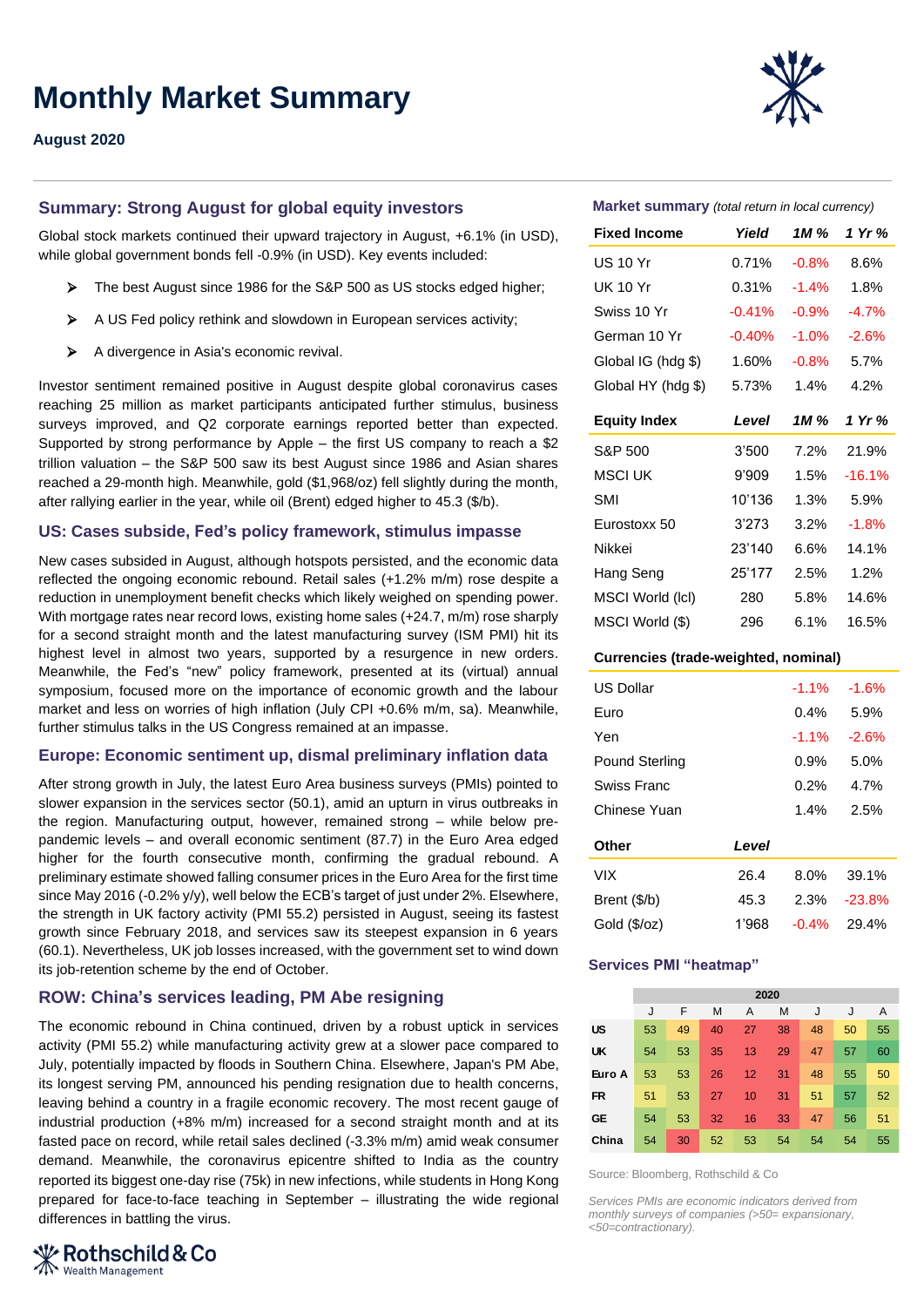# Monthly Market Summary

**August 2020**

## Summary: Strong August for global equity investors

Global stock markets continued their upward trajectory in August, +6.1% (in USD), while global government bonds fell -0.9% (in USD). Key events included:

- The best August since 1986 for the S&P 500 as US stocks edged higher;
- A US Fed policy rethink and slowdown in European services activity;
- A divergence in Asia's economic revival.

Investor sentiment remained positive in August despite global coronavirus cases reaching 25 million as market participants anticipated further stimulus, business surveys improved, and Q2 corporate earnings reported better than expected. Supported by strong performance by Apple – the first US company to reach a $2 trillion valuation – the S&P 500 saw its best August since 1986 and Asian shares reached a 29-month high. Meanwhile, gold ($1,968/oz) fell slightly during the month, after rallying earlier in the year, while oil (Brent) edged higher to 45.3 ($/b).

## US: Cases subside, Fed's policy framework, stimulus impasse

New cases subsided in August, although hotspots persisted, and the economic data reflected the ongoing economic rebound. Retail sales (+1.2% m/m) rose despite a reduction in unemployment benefit checks which likely weighed on spending power. With mortgage rates near record lows, existing home sales (+24.7, m/m) rose sharply for a second straight month and the latest manufacturing survey (ISM PMI) hit its highest level in almost two years, supported by a resurgence in new orders. Meanwhile, the Fed's "new" policy framework, presented at its (virtual) annual symposium, focused more on the importance of economic growth and the labour market and less on worries of high inflation (July CPI +0.6% m/m, sa). Meanwhile, further stimulus talks in the US Congress remained at an impasse.

## Europe: Economic sentiment up, dismal preliminary inflation data

After strong growth in July, the latest Euro Area business surveys (PMIs) pointed to slower expansion in the services sector (50.1), amid an upturn in virus outbreaks in the region. Manufacturing output, however, remained strong – while below pre-pandemic levels – and overall economic sentiment (87.7) in the Euro Area edged higher for the fourth consecutive month, confirming the gradual rebound. A preliminary estimate showed falling consumer prices in the Euro Area for the first time since May 2016 (-0.2% y/y), well below the ECB's target of just under 2%. Elsewhere, the strength in UK factory activity (PMI 55.2) persisted in August, seeing its fastest growth since February 2018, and services saw its steepest expansion in 6 years (60.1). Nevertheless, UK job losses increased, with the government set to wind down its job-retention scheme by the end of October.

## ROW: China's services leading, PM Abe resigning

The economic rebound in China continued, driven by a robust uptick in services activity (PMI 55.2) while manufacturing activity grew at a slower pace compared to July, potentially impacted by floods in Southern China. Elsewhere, Japan's PM Abe, its longest serving PM, announced his pending resignation due to health concerns, leaving behind a country in a fragile economic recovery. The most recent gauge of industrial production (+8% m/m) increased for a second straight month and at its fasted pace on record, while retail sales declined (-3.3% m/m) amid weak consumer demand. Meanwhile, the coronavirus epicentre shifted to India as the country reported its biggest one-day rise (75k) in new infections, while students in Hong Kong prepared for face-to-face teaching in September – illustrating the wide regional differences in battling the virus.

## Market summary *(total return in local currency)*

| Fixed Income | Yield | 1M % | 1 Yr % |
|---|---|---|---|
| US 10 Yr | 0.71% | -0.8% | 8.6% |
| UK 10 Yr | 0.31% | -1.4% | 1.8% |
| Swiss 10 Yr | -0.41% | -0.9% | -4.7% |
| German 10 Yr | -0.40% | -1.0% | -2.6% |
| Global IG (hdg $) | 1.60% | -0.8% | 5.7% |
| Global HY (hdg $) | 5.73% | 1.4% | 4.2% |
| **Equity Index** | **Level** | **1M %** | **1 Yr %** |
| S&P 500 | 3'500 | 7.2% | 21.9% |
| MSCI UK | 9'909 | 1.5% | -16.1% |
| SMI | 10'136 | 1.3% | 5.9% |
| Eurostoxx 50 | 3'273 | 3.2% | -1.8% |
| Nikkei | 23'140 | 6.6% | 14.1% |
| Hang Seng | 25'177 | 2.5% | 1.2% |
| MSCI World (lcl) | 280 | 5.8% | 14.6% |
| MSCI World ($) | 296 | 6.1% | 16.5% |
| **Currencies (trade-weighted, nominal)** | | | |
| US Dollar | | -1.1% | -1.6% |
| Euro | | 0.4% | 5.9% |
| Yen | | -1.1% | -2.6% |
| Pound Sterling | | 0.9% | 5.0% |
| Swiss Franc | | 0.2% | 4.7% |
| Chinese Yuan | | 1.4% | 2.5% |
| **Other** | **Level** | | |
| VIX | 26.4 | 8.0% | 39.1% |
| Brent ($/b) | 45.3 | 2.3% | -23.8% |
| Gold ($/oz) | 1'968 | -0.4% | 29.4% |

## Services PMI "heatmap"

| | 2020 | | | | | | | |
|---|---|---|---|---|---|---|---|---|
| | J | F | M | A | M | J | J | A |
| US | 53 | 49 | 40 | 27 | 38 | 48 | 50 | 55 |
| UK | 54 | 53 | 35 | 13 | 29 | 47 | 57 | 60 |
| Euro A | 53 | 53 | 26 | 12 | 31 | 48 | 55 | 50 |
| FR | 51 | 53 | 27 | 10 | 31 | 51 | 57 | 52 |
| GE | 54 | 53 | 32 | 16 | 33 | 47 | 56 | 51 |
| China | 54 | 30 | 52 | 53 | 54 | 54 | 54 | 55 |

Source: Bloomberg, Rothschild & Co

*Services PMIs are economic indicators derived from monthly surveys of companies (>50= expansionary, <50=contractionary).*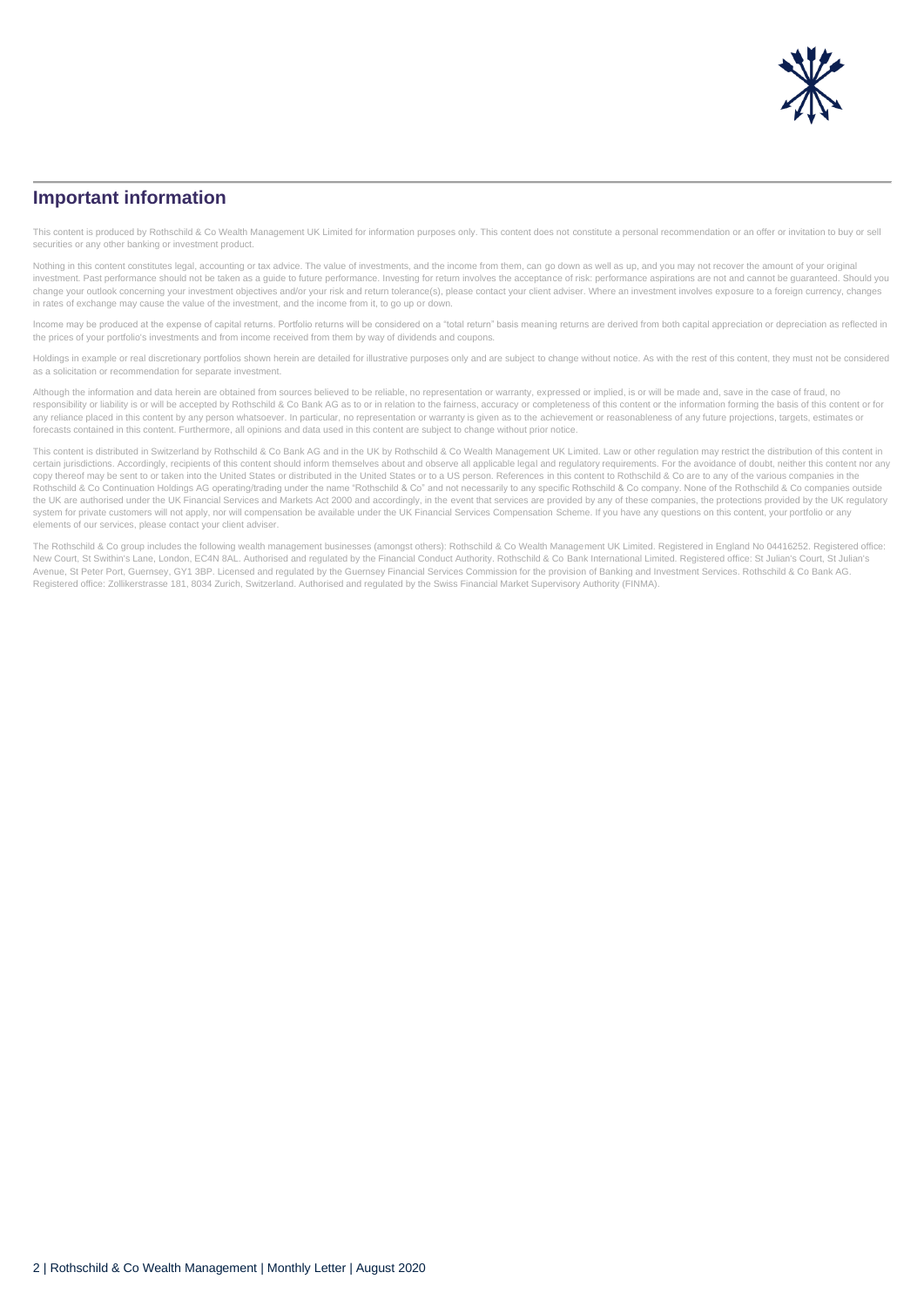## Important information

This content is produced by Rothschild & Co Wealth Management UK Limited for information purposes only. This content does not constitute a personal recommendation or an offer or invitation to buy or sell securities or any other banking or investment product.

Nothing in this content constitutes legal, accounting or tax advice. The value of investments, and the income from them, can go down as well as up, and you may not recover the amount of your original investment. Past performance should not be taken as a guide to future performance. Investing for return involves the acceptance of risk: performance aspirations are not and cannot be guaranteed. Should you change your outlook concerning your investment objectives and/or your risk and return tolerance(s), please contact your client adviser. Where an investment involves exposure to a foreign currency, changes in rates of exchange may cause the value of the investment, and the income from it, to go up or down.

Income may be produced at the expense of capital returns. Portfolio returns will be considered on a "total return" basis meaning returns are derived from both capital appreciation or depreciation as reflected in the prices of your portfolio's investments and from income received from them by way of dividends and coupons.

Holdings in example or real discretionary portfolios shown herein are detailed for illustrative purposes only and are subject to change without notice. As with the rest of this content, they must not be considered as a solicitation or recommendation for separate investment.

Although the information and data herein are obtained from sources believed to be reliable, no representation or warranty, expressed or implied, is or will be made and, save in the case of fraud, no responsibility or liability is or will be accepted by Rothschild & Co Bank AG as to or in relation to the fairness, accuracy or completeness of this content or the information forming the basis of this content or for any reliance placed in this content by any person whatsoever. In particular, no representation or warranty is given as to the achievement or reasonableness of any future projections, targets, estimates or forecasts contained in this content. Furthermore, all opinions and data used in this content are subject to change without prior notice.

This content is distributed in Switzerland by Rothschild & Co Bank AG and in the UK by Rothschild & Co Wealth Management UK Limited. Law or other regulation may restrict the distribution of this content in certain jurisdictions. Accordingly, recipients of this content should inform themselves about and observe all applicable legal and regulatory requirements. For the avoidance of doubt, neither this content nor any copy thereof may be sent to or taken into the United States or distributed in the United States or to a US person. References in this content to Rothschild & Co are to any of the various companies in the Rothschild & Co Continuation Holdings AG operating/trading under the name "Rothschild & Co" and not necessarily to any specific Rothschild & Co company. None of the Rothschild & Co companies outside the UK are authorised under the UK Financial Services and Markets Act 2000 and accordingly, in the event that services are provided by any of these companies, the protections provided by the UK regulatory system for private customers will not apply, nor will compensation be available under the UK Financial Services Compensation Scheme. If you have any questions on this content, your portfolio or any elements of our services, please contact your client adviser.

The Rothschild & Co group includes the following wealth management businesses (amongst others): Rothschild & Co Wealth Management UK Limited. Registered in England No 04416252. Registered office: New Court, St Swithin's Lane, London, EC4N 8AL. Authorised and regulated by the Financial Conduct Authority. Rothschild & Co Bank International Limited. Registered office: St Julian's Court, St Julian's Avenue, St Peter Port, Guernsey, GY1 3BP. Licensed and regulated by the Guernsey Financial Services Commission for the provision of Banking and Investment Services. Rothschild & Co Bank AG. Registered office: Zollikerstrasse 181, 8034 Zurich, Switzerland. Authorised and regulated by the Swiss Financial Market Supervisory Authority (FINMA).